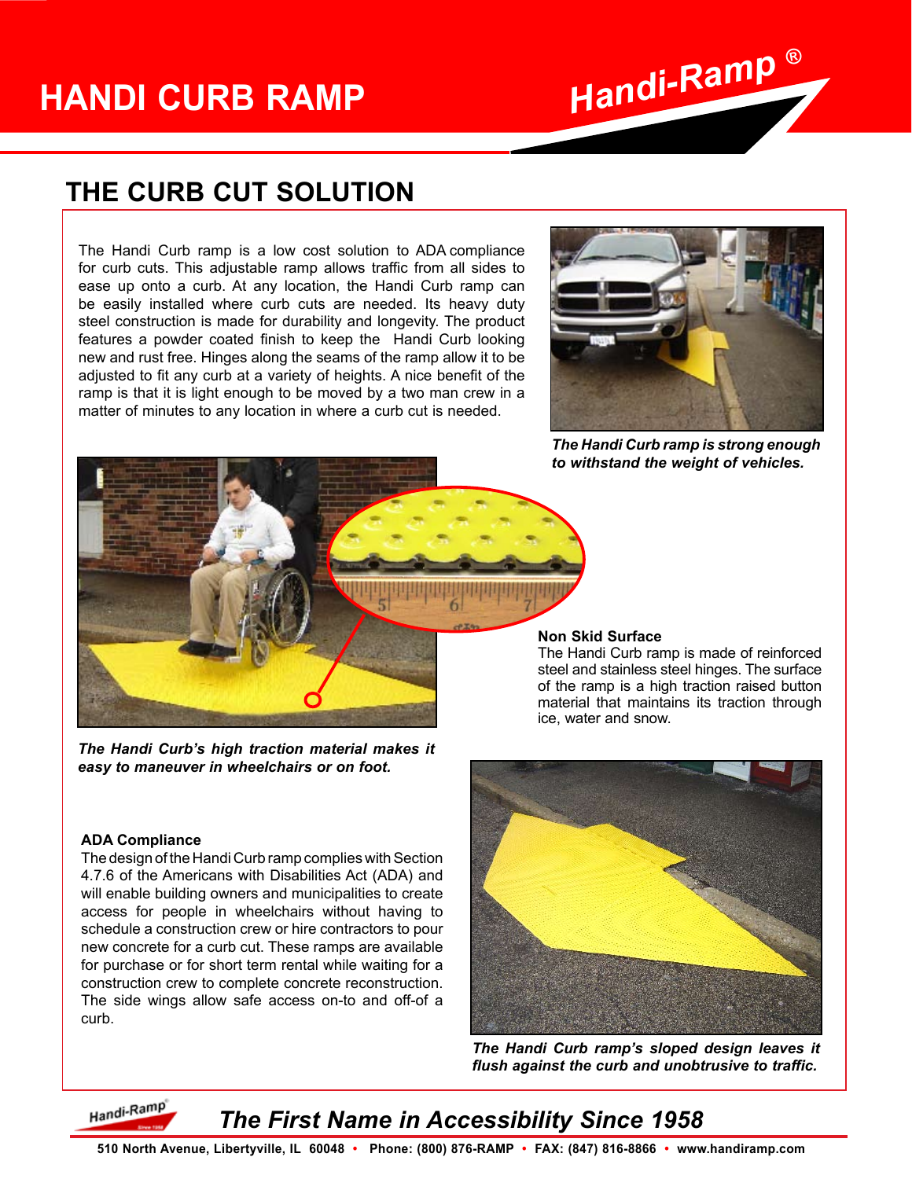# HANDI CURB RAMP

Handi-Ramp®

## THE CURB CUT SOLUTION

The Handi Curb ramp is a low cost solution to ADA compliance for curb cuts. This adjustable ramp allows traffic from all sides to ease up onto a curb. At any location, the Handi Curb ramp can be easily installed where curb cuts are needed. Its heavy duty steel construction is made for durability and longevity. The product features a powder coated finish to keep the Handi Curb looking new and rust free. Hinges along the seams of the ramp allow it to be adjusted to fit any curb at a variety of heights. A nice benefit of the ramp is that it is light enough to be moved by a two man crew in a matter of minutes to any location in where a curb cut is needed.

*The Handi Curb ramp is strong enough to withstand the weight of vehicles.*

*The Handi Curb's high traction material makes it easy to maneuver in wheelchairs or on foot.*

**Non Skid Surface**

The Handi Curb ramp is made of reinforced steel and stainless steel hinges. The surface of the ramp is a high traction raised button material that maintains its traction through ice, water and snow.

**ADA Compliance**

The design of the Handi Curb ramp complies with Section 4.7.6 of the Americans with Disabilities Act (ADA) and will enable building owners and municipalities to create access for people in wheelchairs without having to schedule a construction crew or hire contractors to pour new concrete for a curb cut. These ramps are available for purchase or for short term rental while waiting for a construction crew to complete concrete reconstruction. The side wings allow safe access on-to and off-of a curb.

*The Handi Curb ramp's sloped design leaves it flush against the curb and unobtrusive to traffic.*

*The First Name in Accessibility Since 1958*

510 North Avenue, Libertyville, IL 60048 • Phone: (800) 876-RAMP • FAX: (847) 816-8866 • www.handiramp.com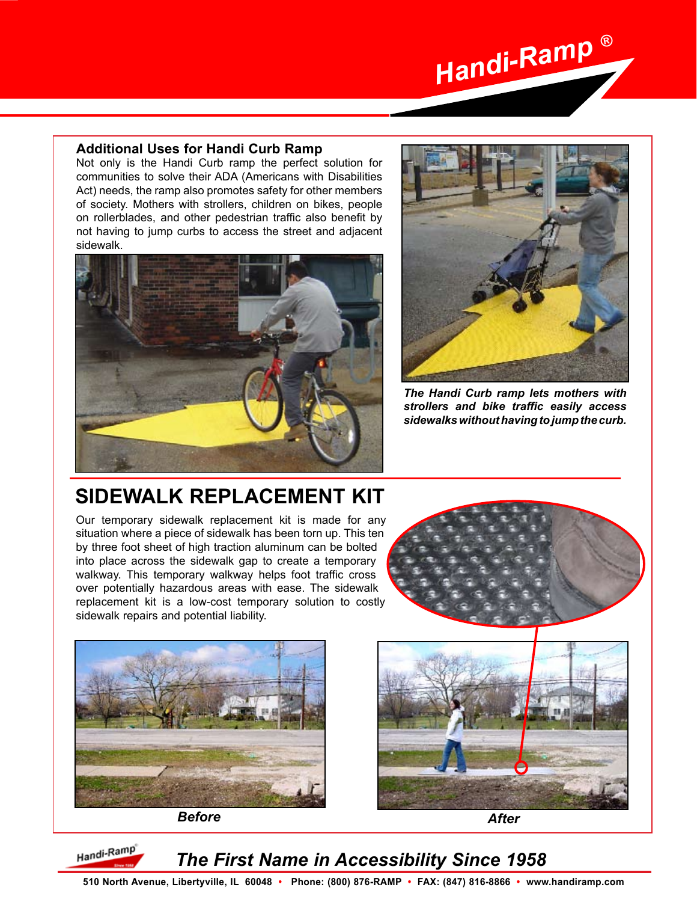## Additional Uses for Handi Curb Ramp

Not only is the Handi Curb ramp the perfect solution for communities to solve their ADA (Americans with Disabilities Act) needs, the ramp also promotes safety for other members of society. Mothers with strollers, children on bikes, people on rollerblades, and other pedestrian traffic also benefit by not having to jump curbs to access the street and adjacent sidewalk.

*The Handi Curb ramp lets mothers with strollers and bike traffic easily access sidewalks without having to jump the curb.*

## SIDEWALK REPLACEMENT KIT

Our temporary sidewalk replacement kit is made for any situation where a piece of sidewalk has been torn up. This ten by three foot sheet of high traction aluminum can be bolted into place across the sidewalk gap to create a temporary walkway. This temporary walkway helps foot traffic cross over potentially hazardous areas with ease. The sidewalk replacement kit is a low-cost temporary solution to costly sidewalk repairs and potential liability.

*Before*

*After*

*The First Name in Accessibility Since 1958*

510 North Avenue, Libertyville, IL 60048 • Phone: (800) 876-RAMP • FAX: (847) 816-8866 • www.handiramp.com